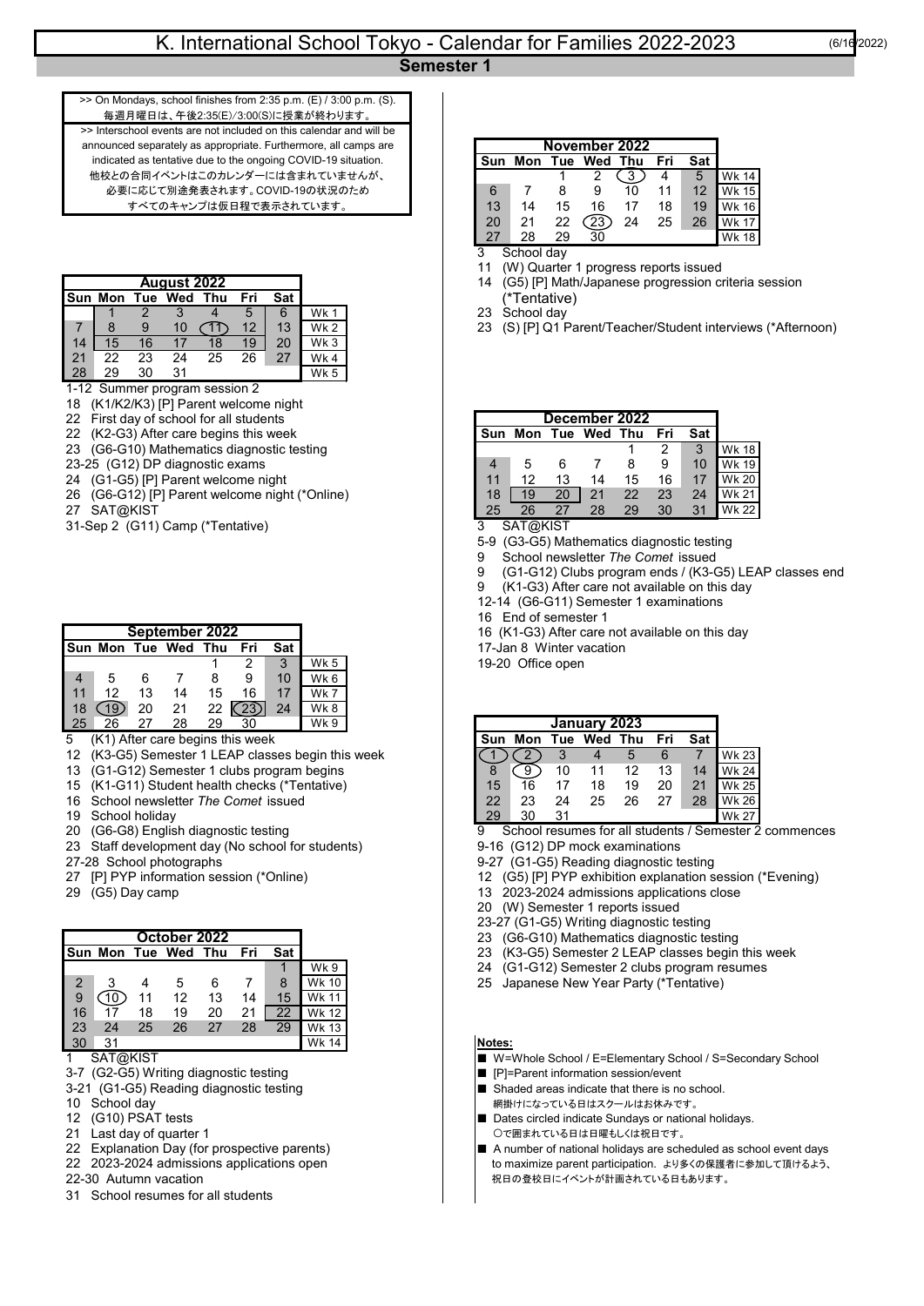# K. International School Tokyo - Calendar for Families 2022-2023

(6/16/2022)

## Semester 1

>> On Mondays, school finishes from 2:35 p.m. (E) / 3:00 p.m. (S).
毎週月曜日は、午後2:35(E)/3:00(S)に授業が終わります。

>> Interschool events are not included on this calendar and will be announced separately as appropriate. Furthermore, all camps are indicated as tentative due to the ongoing COVID-19 situation.
他校との合同イベントはこのカレンダーには含まれていませんが、必要に応じて別途発表されます。COVID-19の状況のためすべてのキャンプは仮日程で表示されています。

### August 2022

| Sun | Mon | Tue | Wed | Thu | Fri | Sat | |
|---|---|---|---|---|---|---|---|
| | 1 | 2 | 3 | 4 | 5 | 6 | Wk 1 |
| 7 | 8 | 9 | 10 | (11) | 12 | 13 | Wk 2 |
| 14 | 15 | 16 | 17 | 18 | 19 | 20 | Wk 3 |
| 21 | 22 | 23 | 24 | 25 | 26 | 27 | Wk 4 |
| 28 | 29 | 30 | 31 | | | | Wk 5 |

- 1-12 Summer program session 2
- 18 (K1/K2/K3) [P] Parent welcome night
- 22 First day of school for all students
- 22 (K2-G3) After care begins this week
- 23 (G6-G10) Mathematics diagnostic testing
- 23-25 (G12) DP diagnostic exams
- 24 (G1-G5) [P] Parent welcome night
- 26 (G6-G12) [P] Parent welcome night (*Online)
- 27 SAT@KIST
- 31-Sep 2 (G11) Camp (*Tentative)

### September 2022

| Sun | Mon | Tue | Wed | Thu | Fri | Sat | |
|---|---|---|---|---|---|---|---|
| | | | | 1 | 2 | 3 | Wk 5 |
| 4 | 5 | 6 | 7 | 8 | 9 | 10 | Wk 6 |
| 11 | 12 | 13 | 14 | 15 | 16 | 17 | Wk 7 |
| 18 | (19) | 20 | 21 | 22 | (23) | 24 | Wk 8 |
| 25 | 26 | 27 | 28 | 29 | 30 | | Wk 9 |

- 5 (K1) After care begins this week
- 12 (K3-G5) Semester 1 LEAP classes begin this week
- 13 (G1-G12) Semester 1 clubs program begins
- 15 (K1-G11) Student health checks (*Tentative)
- 16 School newsletter *The Comet* issued
- 19 School holiday
- 20 (G6-G8) English diagnostic testing
- 23 Staff development day (No school for students)
- 27-28 School photographs
- 27 [P] PYP information session (*Online)
- 29 (G5) Day camp

### October 2022

| Sun | Mon | Tue | Wed | Thu | Fri | Sat | |
|---|---|---|---|---|---|---|---|
| | | | | | | 1 | Wk 9 |
| 2 | 3 | 4 | 5 | 6 | 7 | 8 | Wk 10 |
| 9 | (10) | 11 | 12 | 13 | 14 | 15 | Wk 11 |
| 16 | 17 | 18 | 19 | 20 | 21 | 22 | Wk 12 |
| 23 | 24 | 25 | 26 | 27 | 28 | 29 | Wk 13 |
| 30 | 31 | | | | | | Wk 14 |

- 1 SAT@KIST
- 3-7 (G2-G5) Writing diagnostic testing
- 3-21 (G1-G5) Reading diagnostic testing
- 10 School day
- 12 (G10) PSAT tests
- 21 Last day of quarter 1
- 22 Explanation Day (for prospective parents)
- 22 2023-2024 admissions applications open
- 22-30 Autumn vacation
- 31 School resumes for all students

### November 2022

| Sun | Mon | Tue | Wed | Thu | Fri | Sat | |
|---|---|---|---|---|---|---|---|
| | | 1 | 2 | (3) | 4 | 5 | Wk 14 |
| 6 | 7 | 8 | 9 | 10 | 11 | 12 | Wk 15 |
| 13 | 14 | 15 | 16 | 17 | 18 | 19 | Wk 16 |
| 20 | 21 | 22 | (23) | 24 | 25 | 26 | Wk 17 |
| 27 | 28 | 29 | 30 | | | | Wk 18 |

- 3 School day
- 11 (W) Quarter 1 progress reports issued
- 14 (G5) [P] Math/Japanese progression criteria session (*Tentative)
- 23 School day
- 23 (S) [P] Q1 Parent/Teacher/Student interviews (*Afternoon)

### December 2022

| Sun | Mon | Tue | Wed | Thu | Fri | Sat | |
|---|---|---|---|---|---|---|---|
| | | | | 1 | 2 | 3 | Wk 18 |
| 4 | 5 | 6 | 7 | 8 | 9 | 10 | Wk 19 |
| 11 | 12 | 13 | 14 | 15 | 16 | 17 | Wk 20 |
| 18 | 19 | 20 | 21 | 22 | 23 | 24 | Wk 21 |
| 25 | 26 | 27 | 28 | 29 | 30 | 31 | Wk 22 |

- 3 SAT@KIST
- 5-9 (G3-G5) Mathematics diagnostic testing
- 9 School newsletter *The Comet* issued
- 9 (G1-G12) Clubs program ends / (K3-G5) LEAP classes end
- 9 (K1-G3) After care not available on this day
- 12-14 (G6-G11) Semester 1 examinations
- 16 End of semester 1
- 16 (K1-G3) After care not available on this day
- 17-Jan 8 Winter vacation
- 19-20 Office open

### January 2023

| Sun | Mon | Tue | Wed | Thu | Fri | Sat | |
|---|---|---|---|---|---|---|---|
| (1) | (2) | 3 | 4 | 5 | 6 | 7 | Wk 23 |
| 8 | (9) | 10 | 11 | 12 | 13 | 14 | Wk 24 |
| 15 | 16 | 17 | 18 | 19 | 20 | 21 | Wk 25 |
| 22 | 23 | 24 | 25 | 26 | 27 | 28 | Wk 26 |
| 29 | 30 | 31 | | | | | Wk 27 |

- 9 School resumes for all students / Semester 2 commences
- 9-16 (G12) DP mock examinations
- 9-27 (G1-G5) Reading diagnostic testing
- 12 (G5) [P] PYP exhibition explanation session (*Evening)
- 13 2023-2024 admissions applications close
- 20 (W) Semester 1 reports issued
- 23-27 (G1-G5) Writing diagnostic testing
- 23 (G6-G10) Mathematics diagnostic testing
- 23 (K3-G5) Semester 2 LEAP classes begin this week
- 24 (G1-G12) Semester 2 clubs program resumes
- 25 Japanese New Year Party (*Tentative)

**Notes:**

- ■ W=Whole School / E=Elementary School / S=Secondary School
- ■ [P]=Parent information session/event
- ■ Shaded areas indicate that there is no school.
  網掛けになっている日はスクールはお休みです。
- ■ Dates circled indicate Sundays or national holidays.
  〇で囲まれている日は日曜もしくは祝日です。
- ■ A number of national holidays are scheduled as school event days to maximize parent participation. より多くの保護者に参加して頂けるよう、祝日の登校日にイベントが計画されている日もあります。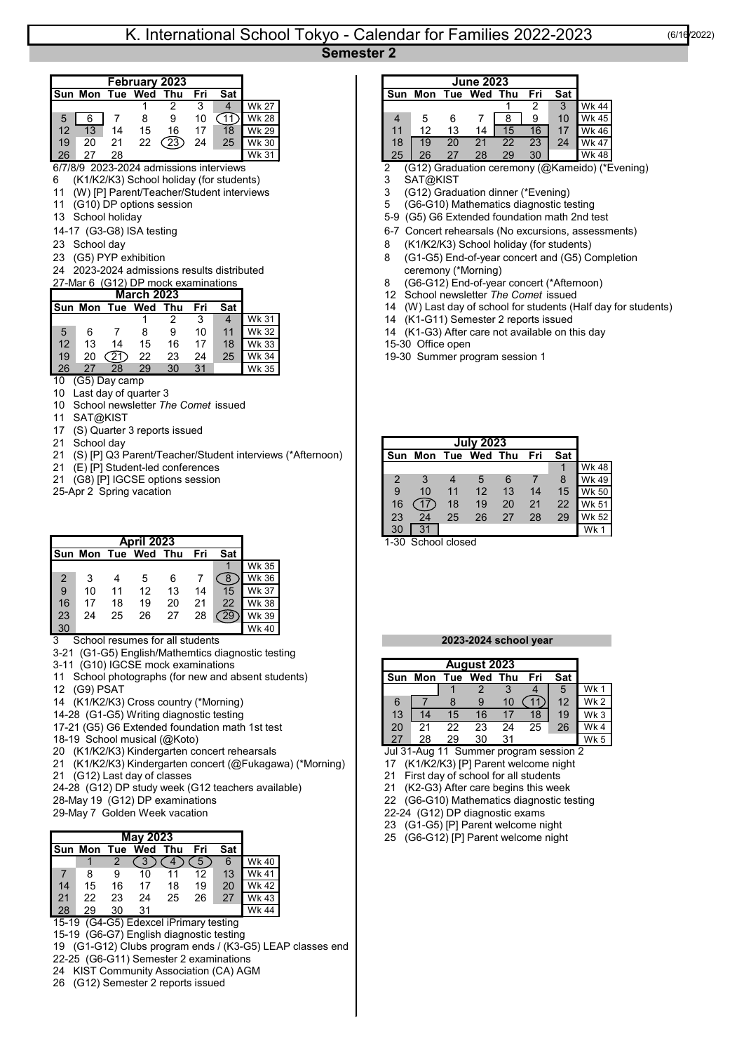# K. International School Tokyo - Calendar for Families 2022-2023

(6/16/2022)

## Semester 2

| February 2023 | | | | | | | |
|---|---|---|---|---|---|---|---|
| Sun | Mon | Tue | Wed | Thu | Fri | Sat | |
| | | | 1 | 2 | 3 | 4 | Wk 27 |
| 5 | 6 | 7 | 8 | 9 | 10 | 11 | Wk 28 |
| 12 | 13 | 14 | 15 | 16 | 17 | 18 | Wk 29 |
| 19 | 20 | 21 | 22 | 23 | 24 | 25 | Wk 30 |
| 26 | 27 | 28 | | | | | Wk 31 |

6/7/8/9 2023-2024 admissions interviews
6 (K1/K2/K3) School holiday (for students)
11 (W) [P] Parent/Teacher/Student interviews
11 (G10) DP options session
13 School holiday
14-17 (G3-G8) ISA testing
23 School day
23 (G5) PYP exhibition
24 2023-2024 admissions results distributed
27-Mar 6 (G12) DP mock examinations

| March 2023 | | | | | | | |
|---|---|---|---|---|---|---|---|
| Sun | Mon | Tue | Wed | Thu | Fri | Sat | |
| | | | 1 | 2 | 3 | 4 | Wk 31 |
| 5 | 6 | 7 | 8 | 9 | 10 | 11 | Wk 32 |
| 12 | 13 | 14 | 15 | 16 | 17 | 18 | Wk 33 |
| 19 | 20 | 21 | 22 | 23 | 24 | 25 | Wk 34 |
| 26 | 27 | 28 | 29 | 30 | 31 | | Wk 35 |

10 (G5) Day camp
10 Last day of quarter 3
10 School newsletter *The Comet* issued
11 SAT@KIST
17 (S) Quarter 3 reports issued
21 School day
21 (S) [P] Q3 Parent/Teacher/Student interviews (*Afternoon)
21 (E) [P] Student-led conferences
21 (G8) [P] IGCSE options session
25-Apr 2 Spring vacation

| April 2023 | | | | | | | |
|---|---|---|---|---|---|---|---|
| Sun | Mon | Tue | Wed | Thu | Fri | Sat | |
| | | | | | | 1 | Wk 35 |
| 2 | 3 | 4 | 5 | 6 | 7 | 8 | Wk 36 |
| 9 | 10 | 11 | 12 | 13 | 14 | 15 | Wk 37 |
| 16 | 17 | 18 | 19 | 20 | 21 | 22 | Wk 38 |
| 23 | 24 | 25 | 26 | 27 | 28 | 29 | Wk 39 |
| 30 | | | | | | | Wk 40 |

3 School resumes for all students
3-21 (G1-G5) English/Mathemtics diagnostic testing
3-11 (G10) IGCSE mock examinations
11 School photographs (for new and absent students)
12 (G9) PSAT
14 (K1/K2/K3) Cross country (*Morning)
14-28 (G1-G5) Writing diagnostic testing
17-21 (G5) G6 Extended foundation math 1st test
18-19 School musical (@Koto)
20 (K1/K2/K3) Kindergarten concert rehearsals
21 (K1/K2/K3) Kindergarten concert (@Fukagawa) (*Morning)
21 (G12) Last day of classes
24-28 (G12) DP study week (G12 teachers available)
28-May 19 (G12) DP examinations
29-May 7 Golden Week vacation

| May 2023 | | | | | | | |
|---|---|---|---|---|---|---|---|
| Sun | Mon | Tue | Wed | Thu | Fri | Sat | |
| | 1 | 2 | 3 | 4 | 5 | 6 | Wk 40 |
| 7 | 8 | 9 | 10 | 11 | 12 | 13 | Wk 41 |
| 14 | 15 | 16 | 17 | 18 | 19 | 20 | Wk 42 |
| 21 | 22 | 23 | 24 | 25 | 26 | 27 | Wk 43 |
| 28 | 29 | 30 | 31 | | | | Wk 44 |

15-19 (G4-G5) Edexcel iPrimary testing
15-19 (G6-G7) English diagnostic testing
19 (G1-G12) Clubs program ends / (K3-G5) LEAP classes end
22-25 (G6-G11) Semester 2 examinations
24 KIST Community Association (CA) AGM
26 (G12) Semester 2 reports issued

| June 2023 | | | | | | | |
|---|---|---|---|---|---|---|---|
| Sun | Mon | Tue | Wed | Thu | Fri | Sat | |
| | | | | 1 | 2 | 3 | Wk 44 |
| 4 | 5 | 6 | 7 | 8 | 9 | 10 | Wk 45 |
| 11 | 12 | 13 | 14 | 15 | 16 | 17 | Wk 46 |
| 18 | 19 | 20 | 21 | 22 | 23 | 24 | Wk 47 |
| 25 | 26 | 27 | 28 | 29 | 30 | | Wk 48 |

2 (G12) Graduation ceremony (@Kameido) (*Evening)
3 SAT@KIST
3 (G12) Graduation dinner (*Evening)
5 (G6-G10) Mathematics diagnostic testing
5-9 (G5) G6 Extended foundation math 2nd test
6-7 Concert rehearsals (No excursions, assessments)
8 (K1/K2/K3) School holiday (for students)
8 (G1-G5) End-of-year concert and (G5) Completion ceremony (*Morning)
8 (G6-G12) End-of-year concert (*Afternoon)
12 School newsletter *The Comet* issued
14 (W) Last day of school for students (Half day for students)
14 (K1-G11) Semester 2 reports issued
14 (K1-G3) After care not available on this day
15-30 Office open
19-30 Summer program session 1

| July 2023 | | | | | | | |
|---|---|---|---|---|---|---|---|
| Sun | Mon | Tue | Wed | Thu | Fri | Sat | |
| | | | | | | 1 | Wk 48 |
| 2 | 3 | 4 | 5 | 6 | 7 | 8 | Wk 49 |
| 9 | 10 | 11 | 12 | 13 | 14 | 15 | Wk 50 |
| 16 | 17 | 18 | 19 | 20 | 21 | 22 | Wk 51 |
| 23 | 24 | 25 | 26 | 27 | 28 | 29 | Wk 52 |
| 30 | 31 | | | | | | Wk 1 |

1-30 School closed

### 2023-2024 school year

| August 2023 | | | | | | | |
|---|---|---|---|---|---|---|---|
| Sun | Mon | Tue | Wed | Thu | Fri | Sat | |
| | | 1 | 2 | 3 | 4 | 5 | Wk 1 |
| 6 | 7 | 8 | 9 | 10 | 11 | 12 | Wk 2 |
| 13 | 14 | 15 | 16 | 17 | 18 | 19 | Wk 3 |
| 20 | 21 | 22 | 23 | 24 | 25 | 26 | Wk 4 |
| 27 | 28 | 29 | 30 | 31 | | | Wk 5 |

Jul 31-Aug 11 Summer program session 2
17 (K1/K2/K3) [P] Parent welcome night
21 First day of school for all students
21 (K2-G3) After care begins this week
22 (G6-G10) Mathematics diagnostic testing
22-24 (G12) DP diagnostic exams
23 (G1-G5) [P] Parent welcome night
25 (G6-G12) [P] Parent welcome night